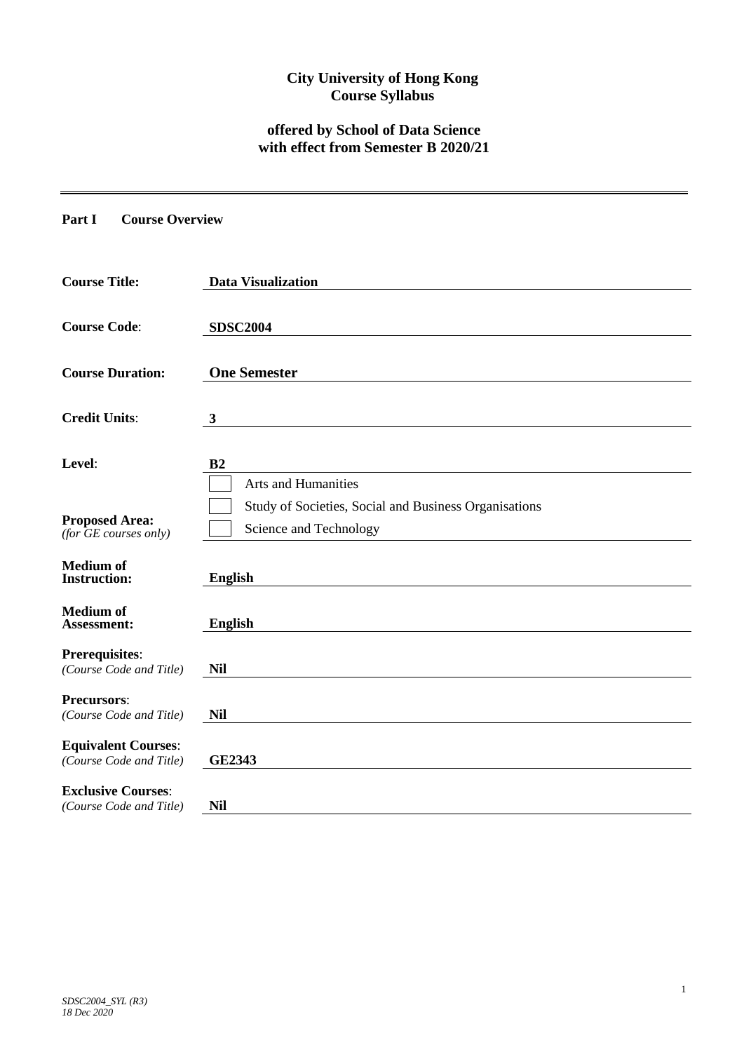**City University of Hong Kong**
**Course Syllabus**

**offered by School of Data Science**
**with effect from Semester B 2020/21**

---

**Part I Course Overview**

| | |
|---|---|
| **Course Title:** | **Data Visualization** |
| **Course Code**: | **SDSC2004** |
| **Course Duration:** | **One Semester** |
| **Credit Units**: | **3** |
| **Level**: | **B2** |
| **Proposed Area:** *(for GE courses only)* | ☐ Arts and Humanities<br>☐ Study of Societies, Social and Business Organisations<br>☐ Science and Technology |
| **Medium of Instruction:** | **English** |
| **Medium of Assessment:** | **English** |
| **Prerequisites**: *(Course Code and Title)* | **Nil** |
| **Precursors**: *(Course Code and Title)* | **Nil** |
| **Equivalent Courses**: *(Course Code and Title)* | **GE2343** |
| **Exclusive Courses**: *(Course Code and Title)* | **Nil** |

*SDSC2004_SYL (R3)*
*18 Dec 2020*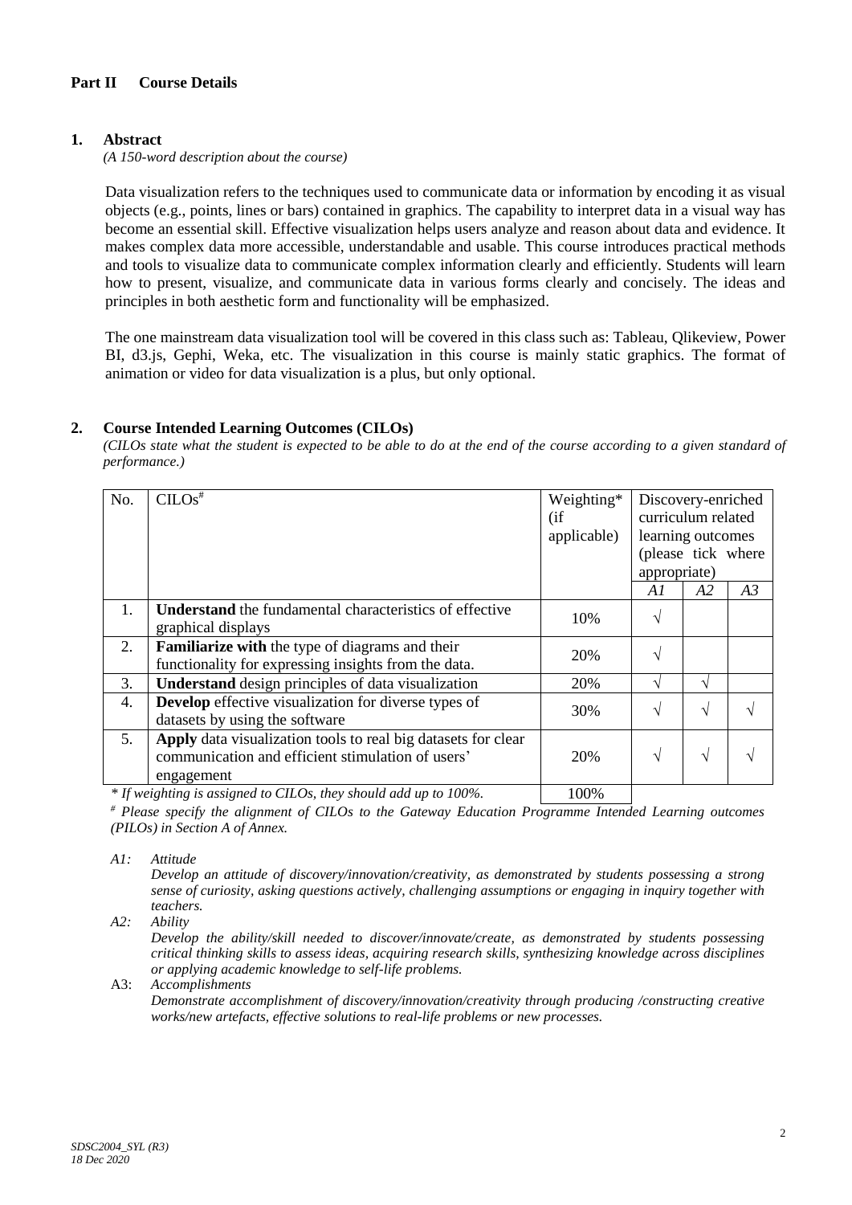## Part II Course Details

### 1. Abstract

*(A 150-word description about the course)*

Data visualization refers to the techniques used to communicate data or information by encoding it as visual objects (e.g., points, lines or bars) contained in graphics. The capability to interpret data in a visual way has become an essential skill. Effective visualization helps users analyze and reason about data and evidence. It makes complex data more accessible, understandable and usable. This course introduces practical methods and tools to visualize data to communicate complex information clearly and efficiently. Students will learn how to present, visualize, and communicate data in various forms clearly and concisely. The ideas and principles in both aesthetic form and functionality will be emphasized.

The one mainstream data visualization tool will be covered in this class such as: Tableau, Qlikeview, Power BI, d3.js, Gephi, Weka, etc. The visualization in this course is mainly static graphics. The format of animation or video for data visualization is a plus, but only optional.

### 2. Course Intended Learning Outcomes (CILOs)

*(CILOs state what the student is expected to be able to do at the end of the course according to a given standard of performance.)*

| No. | CILOs# | Weighting* (if applicable) | Discovery-enriched curriculum related learning outcomes (please tick where appropriate) | | |
|---|---|---|---|---|---|
| | | | *A1* | *A2* | *A3* |
| 1. | **Understand** the fundamental characteristics of effective graphical displays | 10% | √ | | |
| 2. | **Familiarize with** the type of diagrams and their functionality for expressing insights from the data. | 20% | √ | | |
| 3. | **Understand** design principles of data visualization | 20% | √ | √ | |
| 4. | **Develop** effective visualization for diverse types of datasets by using the software | 30% | √ | √ | √ |
| 5. | **Apply** data visualization tools to real big datasets for clear communication and efficient stimulation of users' engagement | 20% | √ | √ | √ |
| | *\* If weighting is assigned to CILOs, they should add up to 100%.* | 100% | | | |

*# Please specify the alignment of CILOs to the Gateway Education Programme Intended Learning outcomes (PILOs) in Section A of Annex.*

*A1: Attitude*
*Develop an attitude of discovery/innovation/creativity, as demonstrated by students possessing a strong sense of curiosity, asking questions actively, challenging assumptions or engaging in inquiry together with teachers.*

*A2: Ability*
*Develop the ability/skill needed to discover/innovate/create, as demonstrated by students possessing critical thinking skills to assess ideas, acquiring research skills, synthesizing knowledge across disciplines or applying academic knowledge to self-life problems.*

A3: *Accomplishments*
*Demonstrate accomplishment of discovery/innovation/creativity through producing /constructing creative works/new artefacts, effective solutions to real-life problems or new processes.*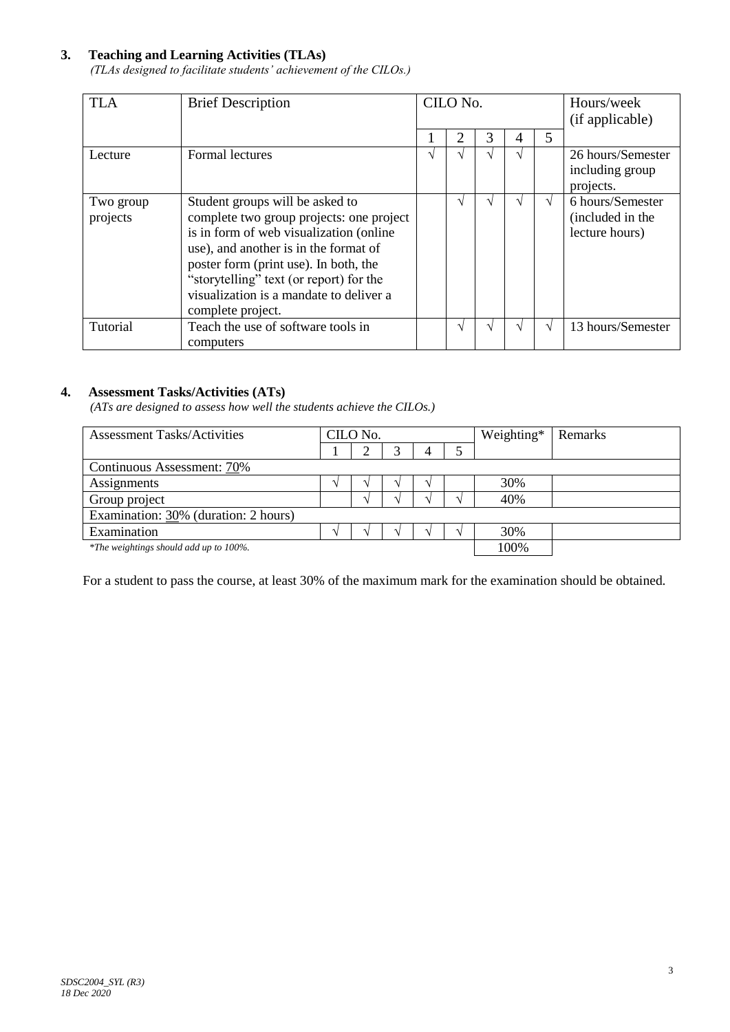### 3. Teaching and Learning Activities (TLAs)

*(TLAs designed to facilitate students' achievement of the CILOs.)*

| TLA | Brief Description | CILO No. | | | | | Hours/week (if applicable) |
|---|---|---|---|---|---|---|---|
| | | 1 | 2 | 3 | 4 | 5 | |
| Lecture | Formal lectures | √ | √ | √ | √ | | 26 hours/Semester including group projects. |
| Two group projects | Student groups will be asked to complete two group projects: one project is in form of web visualization (online use), and another is in the format of poster form (print use). In both, the "storytelling" text (or report) for the visualization is a mandate to deliver a complete project. | | √ | √ | √ | √ | 6 hours/Semester (included in the lecture hours) |
| Tutorial | Teach the use of software tools in computers | | √ | √ | √ | √ | 13 hours/Semester |

### 4. Assessment Tasks/Activities (ATs)

*(ATs are designed to assess how well the students achieve the CILOs.)*

| Assessment Tasks/Activities | CILO No. | | | | | Weighting* | Remarks |
|---|---|---|---|---|---|---|---|
| | 1 | 2 | 3 | 4 | 5 | | |
| Continuous Assessment: 70% | | | | | | | |
| Assignments | √ | √ | √ | √ | | 30% | |
| Group project | | √ | √ | √ | √ | 40% | |
| Examination: 30% (duration: 2 hours) | | | | | | | |
| Examination | √ | √ | √ | √ | √ | 30% | |
| *\*The weightings should add up to 100%.* | | | | | | 100% | |

For a student to pass the course, at least 30% of the maximum mark for the examination should be obtained.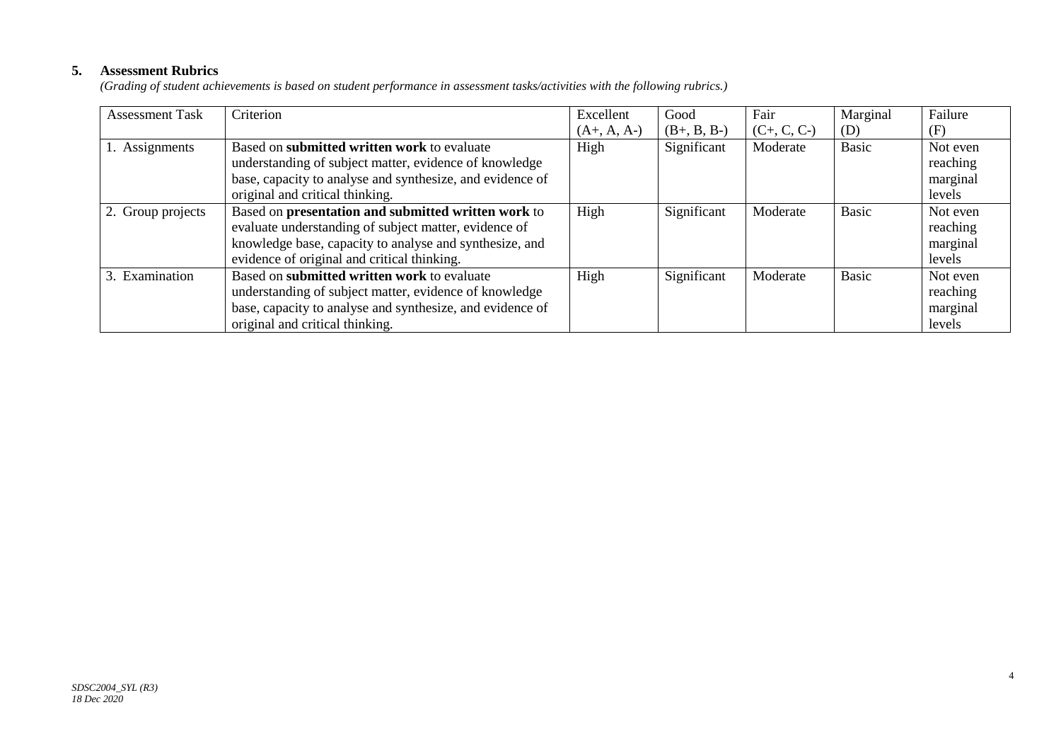## 5. Assessment Rubrics

*(Grading of student achievements is based on student performance in assessment tasks/activities with the following rubrics.)*

| Assessment Task | Criterion | Excellent (A+, A, A-) | Good (B+, B, B-) | Fair (C+, C, C-) | Marginal (D) | Failure (F) |
|---|---|---|---|---|---|---|
| 1. Assignments | Based on **submitted written work** to evaluate understanding of subject matter, evidence of knowledge base, capacity to analyse and synthesize, and evidence of original and critical thinking. | High | Significant | Moderate | Basic | Not even reaching marginal levels |
| 2. Group projects | Based on **presentation and submitted written work** to evaluate understanding of subject matter, evidence of knowledge base, capacity to analyse and synthesize, and evidence of original and critical thinking. | High | Significant | Moderate | Basic | Not even reaching marginal levels |
| 3. Examination | Based on **submitted written work** to evaluate understanding of subject matter, evidence of knowledge base, capacity to analyse and synthesize, and evidence of original and critical thinking. | High | Significant | Moderate | Basic | Not even reaching marginal levels |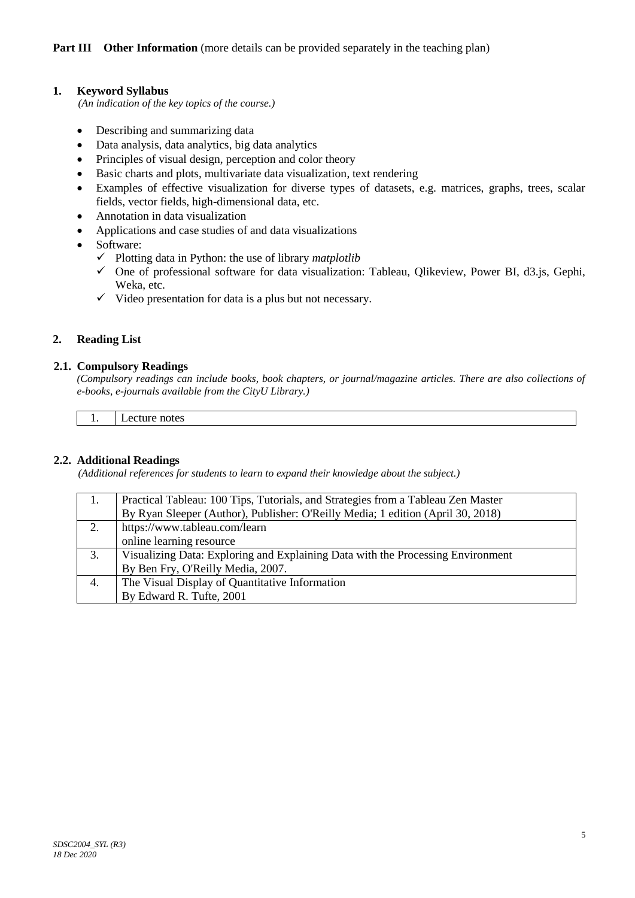**Part III Other Information** (more details can be provided separately in the teaching plan)

## 1. Keyword Syllabus

*(An indication of the key topics of the course.)*

- Describing and summarizing data
- Data analysis, data analytics, big data analytics
- Principles of visual design, perception and color theory
- Basic charts and plots, multivariate data visualization, text rendering
- Examples of effective visualization for diverse types of datasets, e.g. matrices, graphs, trees, scalar fields, vector fields, high-dimensional data, etc.
- Annotation in data visualization
- Applications and case studies of and data visualizations
- Software:
  - ✓ Plotting data in Python: the use of library *matplotlib*
  - ✓ One of professional software for data visualization: Tableau, Qlikeview, Power BI, d3.js, Gephi, Weka, etc.
  - ✓ Video presentation for data is a plus but not necessary.

## 2. Reading List

### 2.1. Compulsory Readings

*(Compulsory readings can include books, book chapters, or journal/magazine articles. There are also collections of e-books, e-journals available from the CityU Library.)*

| | |
|---|---|
| 1. | Lecture notes |

### 2.2. Additional Readings

*(Additional references for students to learn to expand their knowledge about the subject.)*

| | |
|---|---|
| 1. | Practical Tableau: 100 Tips, Tutorials, and Strategies from a Tableau Zen Master<br>By Ryan Sleeper (Author), Publisher: O'Reilly Media; 1 edition (April 30, 2018) |
| 2. | https://www.tableau.com/learn<br>online learning resource |
| 3. | Visualizing Data: Exploring and Explaining Data with the Processing Environment<br>By Ben Fry, O'Reilly Media, 2007. |
| 4. | The Visual Display of Quantitative Information<br>By Edward R. Tufte, 2001 |